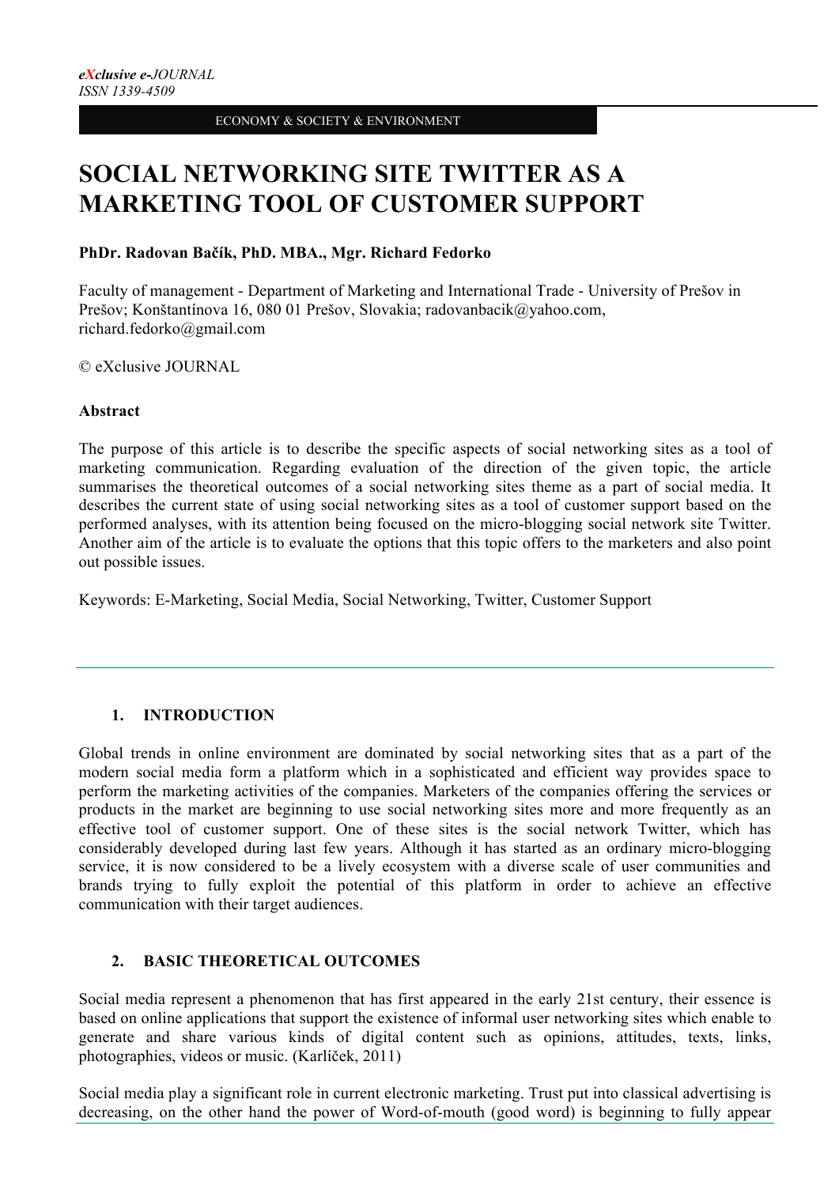# SOCIAL NETWORKING SITE TWITTER AS A MARKETING TOOL OF CUSTOMER SUPPORT

**PhDr. Radovan Bačík, PhD. MBA., Mgr. Richard Fedorko**

Faculty of management - Department of Marketing and International Trade - University of Prešov in Prešov; Konštantínova 16, 080 01 Prešov, Slovakia; radovanbacik@yahoo.com, richard.fedorko@gmail.com

© eXclusive JOURNAL

**Abstract**

The purpose of this article is to describe the specific aspects of social networking sites as a tool of marketing communication. Regarding evaluation of the direction of the given topic, the article summarises the theoretical outcomes of a social networking sites theme as a part of social media. It describes the current state of using social networking sites as a tool of customer support based on the performed analyses, with its attention being focused on the micro-blogging social network site Twitter. Another aim of the article is to evaluate the options that this topic offers to the marketers and also point out possible issues.

Keywords: E-Marketing, Social Media, Social Networking, Twitter, Customer Support

## 1. INTRODUCTION

Global trends in online environment are dominated by social networking sites that as a part of the modern social media form a platform which in a sophisticated and efficient way provides space to perform the marketing activities of the companies. Marketers of the companies offering the services or products in the market are beginning to use social networking sites more and more frequently as an effective tool of customer support. One of these sites is the social network Twitter, which has considerably developed during last few years. Although it has started as an ordinary micro-blogging service, it is now considered to be a lively ecosystem with a diverse scale of user communities and brands trying to fully exploit the potential of this platform in order to achieve an effective communication with their target audiences.

## 2. BASIC THEORETICAL OUTCOMES

Social media represent a phenomenon that has first appeared in the early 21st century, their essence is based on online applications that support the existence of informal user networking sites which enable to generate and share various kinds of digital content such as opinions, attitudes, texts, links, photographies, videos or music. (Karlíček, 2011)

Social media play a significant role in current electronic marketing. Trust put into classical advertising is decreasing, on the other hand the power of Word-of-mouth (good word) is beginning to fully appear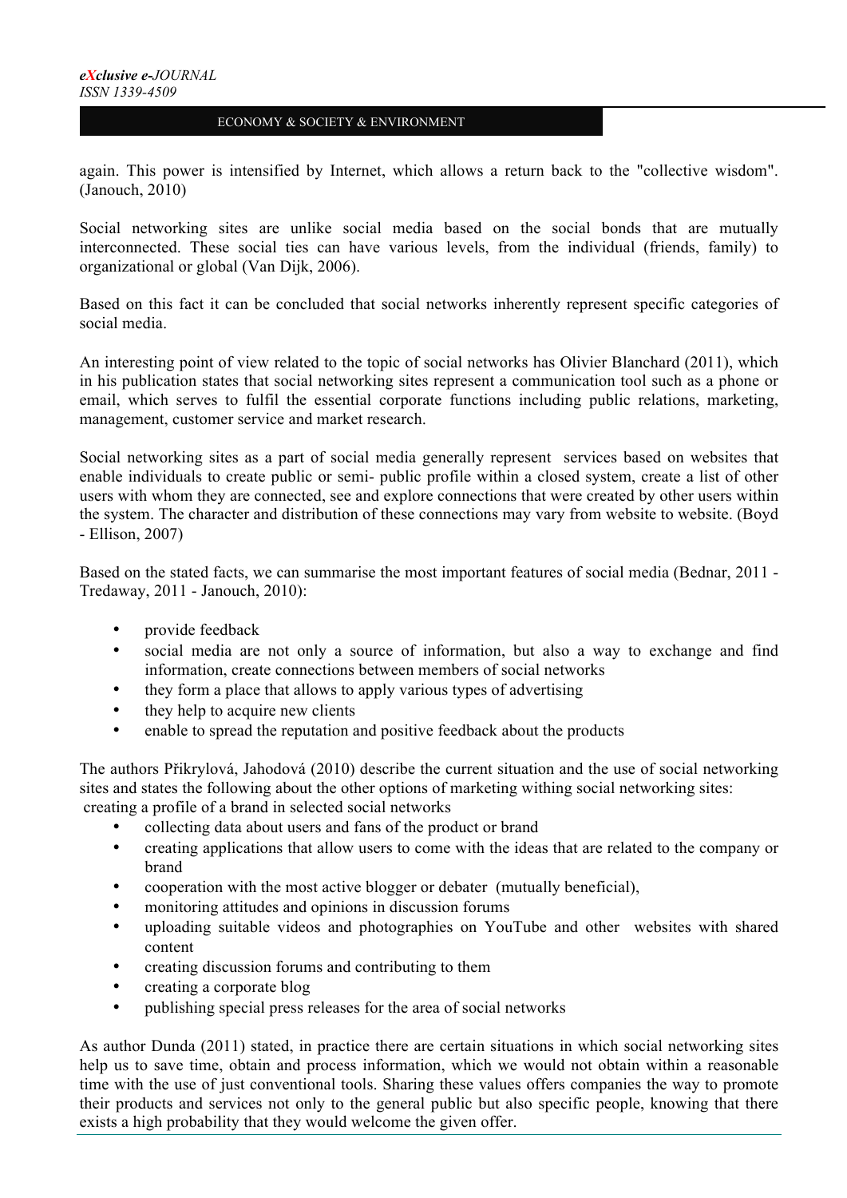again. This power is intensified by Internet, which allows a return back to the "collective wisdom". (Janouch, 2010)

Social networking sites are unlike social media based on the social bonds that are mutually interconnected. These social ties can have various levels, from the individual (friends, family) to organizational or global (Van Dijk, 2006).

Based on this fact it can be concluded that social networks inherently represent specific categories of social media.

An interesting point of view related to the topic of social networks has Olivier Blanchard (2011), which in his publication states that social networking sites represent a communication tool such as a phone or email, which serves to fulfil the essential corporate functions including public relations, marketing, management, customer service and market research.

Social networking sites as a part of social media generally represent services based on websites that enable individuals to create public or semi- public profile within a closed system, create a list of other users with whom they are connected, see and explore connections that were created by other users within the system. The character and distribution of these connections may vary from website to website. (Boyd - Ellison, 2007)

Based on the stated facts, we can summarise the most important features of social media (Bednar, 2011 - Tredaway, 2011 - Janouch, 2010):

- provide feedback
- social media are not only a source of information, but also a way to exchange and find information, create connections between members of social networks
- they form a place that allows to apply various types of advertising
- they help to acquire new clients
- enable to spread the reputation and positive feedback about the products

The authors Přikrylová, Jahodová (2010) describe the current situation and the use of social networking sites and states the following about the other options of marketing withing social networking sites: creating a profile of a brand in selected social networks

- collecting data about users and fans of the product or brand
- creating applications that allow users to come with the ideas that are related to the company or brand
- cooperation with the most active blogger or debater (mutually beneficial),
- monitoring attitudes and opinions in discussion forums
- uploading suitable videos and photographies on YouTube and other websites with shared content
- creating discussion forums and contributing to them
- creating a corporate blog
- publishing special press releases for the area of social networks

As author Dunda (2011) stated, in practice there are certain situations in which social networking sites help us to save time, obtain and process information, which we would not obtain within a reasonable time with the use of just conventional tools. Sharing these values offers companies the way to promote their products and services not only to the general public but also specific people, knowing that there exists a high probability that they would welcome the given offer.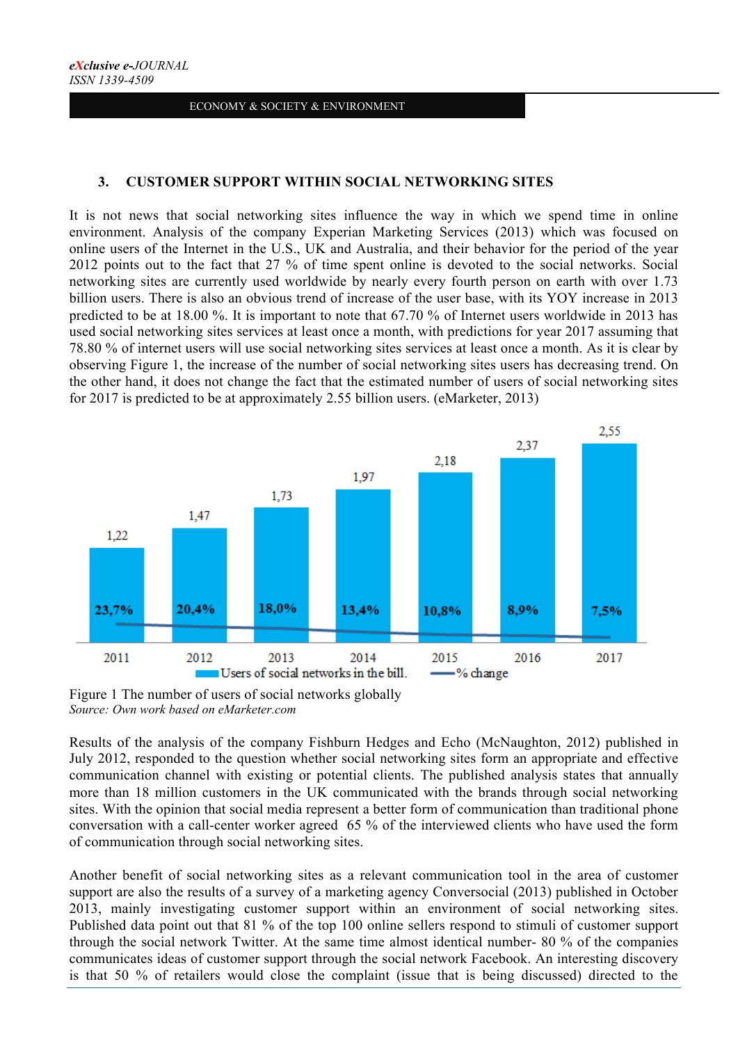## 3. CUSTOMER SUPPORT WITHIN SOCIAL NETWORKING SITES

It is not news that social networking sites influence the way in which we spend time in online environment. Analysis of the company Experian Marketing Services (2013) which was focused on online users of the Internet in the U.S., UK and Australia, and their behavior for the period of the year 2012 points out to the fact that 27 % of time spent online is devoted to the social networks. Social networking sites are currently used worldwide by nearly every fourth person on earth with over 1.73 billion users. There is also an obvious trend of increase of the user base, with its YOY increase in 2013 predicted to be at 18.00 %. It is important to note that 67.70 % of Internet users worldwide in 2013 has used social networking sites services at least once a month, with predictions for year 2017 assuming that 78.80 % of internet users will use social networking sites services at least once a month. As it is clear by observing Figure 1, the increase of the number of social networking sites users has decreasing trend. On the other hand, it does not change the fact that the estimated number of users of social networking sites for 2017 is predicted to be at approximately 2.55 billion users. (eMarketer, 2013)

| | 2011 | 2012 | 2013 | 2014 | 2015 | 2016 | 2017 |
|---|---|---|---|---|---|---|---|
| Users of social networks in the bill. | 1,22 | 1,47 | 1,73 | 1,97 | 2,18 | 2,37 | 2,55 |
| % change | 23,7% | 20,4% | 18,0% | 13,4% | 10,8% | 8,9% | 7,5% |

Figure 1 The number of users of social networks globally
*Source: Own work based on eMarketer.com*

Results of the analysis of the company Fishburn Hedges and Echo (McNaughton, 2012) published in July 2012, responded to the question whether social networking sites form an appropriate and effective communication channel with existing or potential clients. The published analysis states that annually more than 18 million customers in the UK communicated with the brands through social networking sites. With the opinion that social media represent a better form of communication than traditional phone conversation with a call-center worker agreed 65 % of the interviewed clients who have used the form of communication through social networking sites.

Another benefit of social networking sites as a relevant communication tool in the area of customer support are also the results of a survey of a marketing agency Conversocial (2013) published in October 2013, mainly investigating customer support within an environment of social networking sites. Published data point out that 81 % of the top 100 online sellers respond to stimuli of customer support through the social network Twitter. At the same time almost identical number- 80 % of the companies communicates ideas of customer support through the social network Facebook. An interesting discovery is that 50 % of retailers would close the complaint (issue that is being discussed) directed to the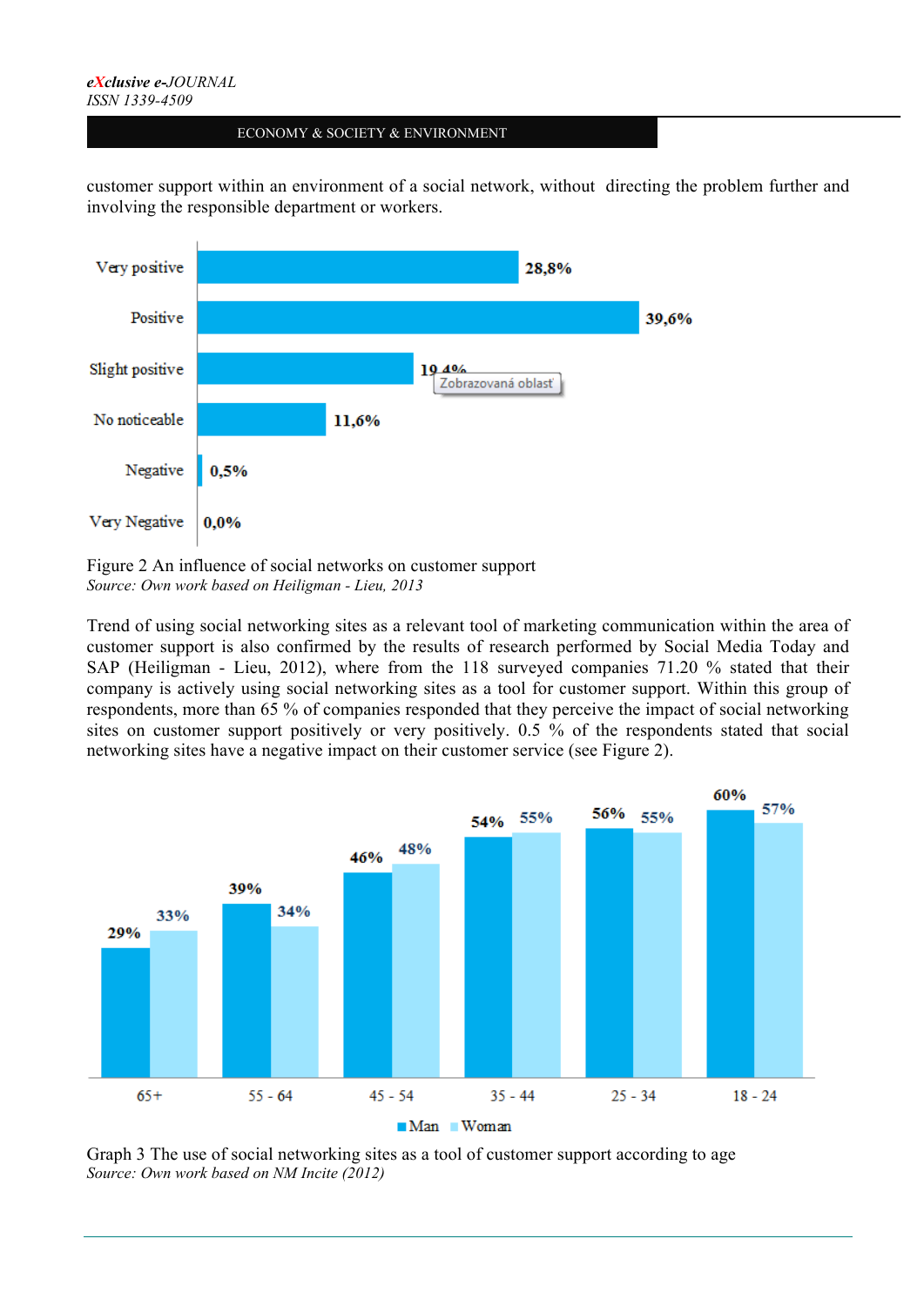customer support within an environment of a social network, without directing the problem further and involving the responsible department or workers.

| | |
|---|---|
| Very positive | 28,8% |
| Positive | 39,6% |
| Slight positive | 19,4% |
| No noticeable | 11,6% |
| Negative | 0,5% |
| Very Negative | 0,0% |

Figure 2 An influence of social networks on customer support
*Source: Own work based on Heiligman - Lieu, 2013*

Trend of using social networking sites as a relevant tool of marketing communication within the area of customer support is also confirmed by the results of research performed by Social Media Today and SAP (Heiligman - Lieu, 2012), where from the 118 surveyed companies 71.20 % stated that their company is actively using social networking sites as a tool for customer support. Within this group of respondents, more than 65 % of companies responded that they perceive the impact of social networking sites on customer support positively or very positively. 0.5 % of the respondents stated that social networking sites have a negative impact on their customer service (see Figure 2).

| | 65+ | 55 - 64 | 45 - 54 | 35 - 44 | 25 - 34 | 18 - 24 |
|---|---|---|---|---|---|---|
| Man | 29% | 39% | 46% | 54% | 56% | 60% |
| Woman | 33% | 34% | 48% | 55% | 55% | 57% |

Graph 3 The use of social networking sites as a tool of customer support according to age
*Source: Own work based on NM Incite (2012)*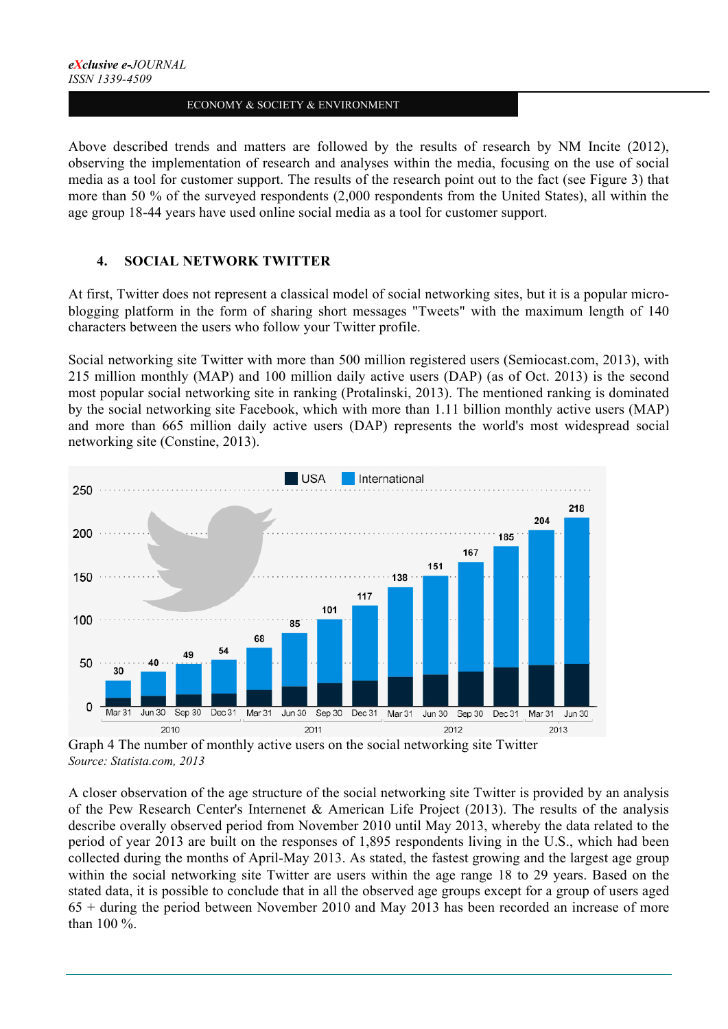Above described trends and matters are followed by the results of research by NM Incite (2012), observing the implementation of research and analyses within the media, focusing on the use of social media as a tool for customer support. The results of the research point out to the fact (see Figure 3) that more than 50 % of the surveyed respondents (2,000 respondents from the United States), all within the age group 18-44 years have used online social media as a tool for customer support.

## 4. SOCIAL NETWORK TWITTER

At first, Twitter does not represent a classical model of social networking sites, but it is a popular micro-blogging platform in the form of sharing short messages "Tweets" with the maximum length of 140 characters between the users who follow your Twitter profile.

Social networking site Twitter with more than 500 million registered users (Semiocast.com, 2013), with 215 million monthly (MAP) and 100 million daily active users (DAP) (as of Oct. 2013) is the second most popular social networking site in ranking (Protalinski, 2013). The mentioned ranking is dominated by the social networking site Facebook, which with more than 1.11 billion monthly active users (MAP) and more than 665 million daily active users (DAP) represents the world's most widespread social networking site (Constine, 2013).

| Year | Date | Monthly active users |
|---|---|---|
| 2010 | Mar 31 | 30 |
| 2010 | Jun 30 | 40 |
| 2010 | Sep 30 | 49 |
| 2010 | Dec 31 | 54 |
| 2011 | Mar 31 | 68 |
| 2011 | Jun 30 | 85 |
| 2011 | Sep 30 | 101 |
| 2011 | Dec 31 | 117 |
| 2012 | Mar 31 | 138 |
| 2012 | Jun 30 | 151 |
| 2012 | Sep 30 | 167 |
| 2012 | Dec 31 | 185 |
| 2013 | Mar 31 | 204 |
| 2013 | Jun 30 | 218 |

Legend: USA, International

Graph 4 The number of monthly active users on the social networking site Twitter

*Source: Statista.com, 2013*

A closer observation of the age structure of the social networking site Twitter is provided by an analysis of the Pew Research Center's Internenet & American Life Project (2013). The results of the analysis describe overally observed period from November 2010 until May 2013, whereby the data related to the period of year 2013 are built on the responses of 1,895 respondents living in the U.S., which had been collected during the months of April-May 2013. As stated, the fastest growing and the largest age group within the social networking site Twitter are users within the age range 18 to 29 years. Based on the stated data, it is possible to conclude that in all the observed age groups except for a group of users aged 65 + during the period between November 2010 and May 2013 has been recorded an increase of more than 100 %.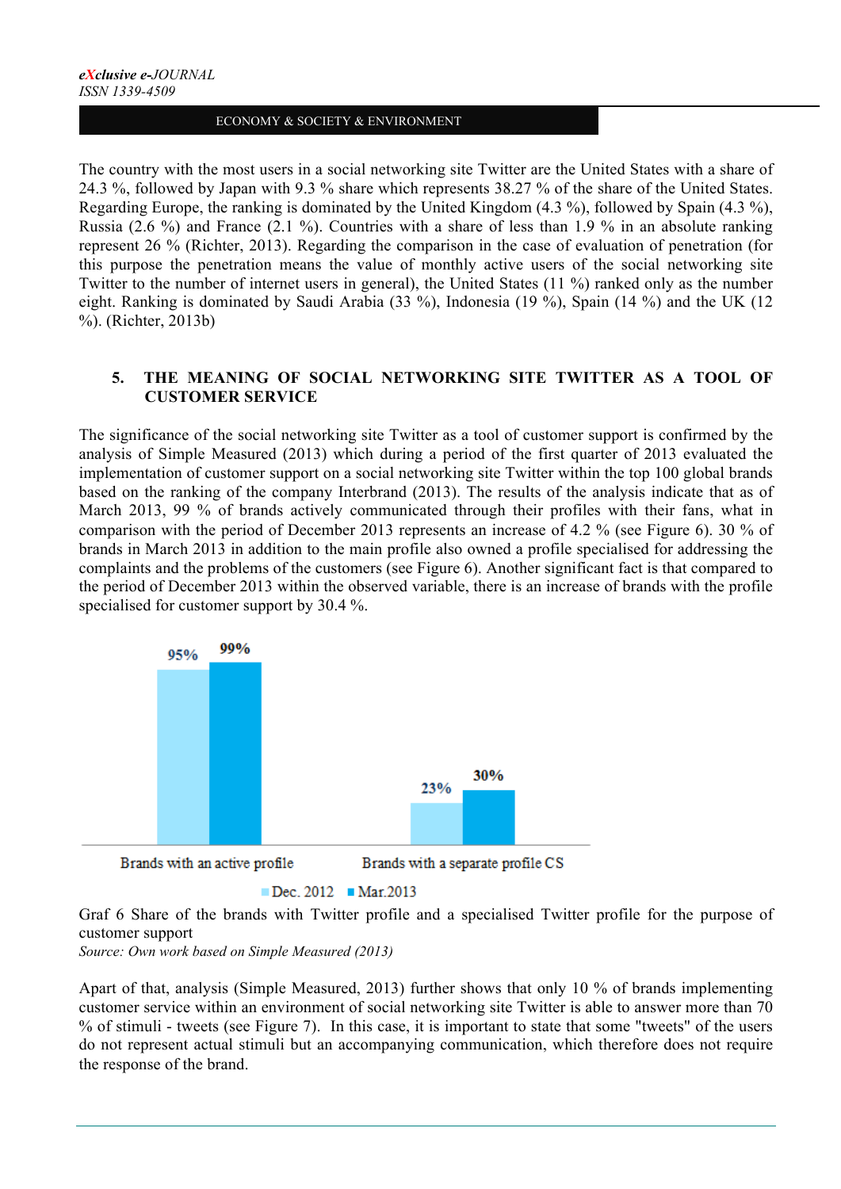The country with the most users in a social networking site Twitter are the United States with a share of 24.3 %, followed by Japan with 9.3 % share which represents 38.27 % of the share of the United States. Regarding Europe, the ranking is dominated by the United Kingdom (4.3 %), followed by Spain (4.3 %), Russia (2.6 %) and France (2.1 %). Countries with a share of less than 1.9 % in an absolute ranking represent 26 % (Richter, 2013). Regarding the comparison in the case of evaluation of penetration (for this purpose the penetration means the value of monthly active users of the social networking site Twitter to the number of internet users in general), the United States (11 %) ranked only as the number eight. Ranking is dominated by Saudi Arabia (33 %), Indonesia (19 %), Spain (14 %) and the UK (12 %). (Richter, 2013b)

## 5. THE MEANING OF SOCIAL NETWORKING SITE TWITTER AS A TOOL OF CUSTOMER SERVICE

The significance of the social networking site Twitter as a tool of customer support is confirmed by the analysis of Simple Measured (2013) which during a period of the first quarter of 2013 evaluated the implementation of customer support on a social networking site Twitter within the top 100 global brands based on the ranking of the company Interbrand (2013). The results of the analysis indicate that as of March 2013, 99 % of brands actively communicated through their profiles with their fans, what in comparison with the period of December 2013 represents an increase of 4.2 % (see Figure 6). 30 % of brands in March 2013 in addition to the main profile also owned a profile specialised for addressing the complaints and the problems of the customers (see Figure 6). Another significant fact is that compared to the period of December 2013 within the observed variable, there is an increase of brands with the profile specialised for customer support by 30.4 %.

| | Dec. 2012 | Mar.2013 |
|---|---|---|
| Brands with an active profile | 95% | 99% |
| Brands with a separate profile CS | 23% | 30% |

Graf 6 Share of the brands with Twitter profile and a specialised Twitter profile for the purpose of customer support

*Source: Own work based on Simple Measured (2013)*

Apart of that, analysis (Simple Measured, 2013) further shows that only 10 % of brands implementing customer service within an environment of social networking site Twitter is able to answer more than 70 % of stimuli - tweets (see Figure 7). In this case, it is important to state that some "tweets" of the users do not represent actual stimuli but an accompanying communication, which therefore does not require the response of the brand.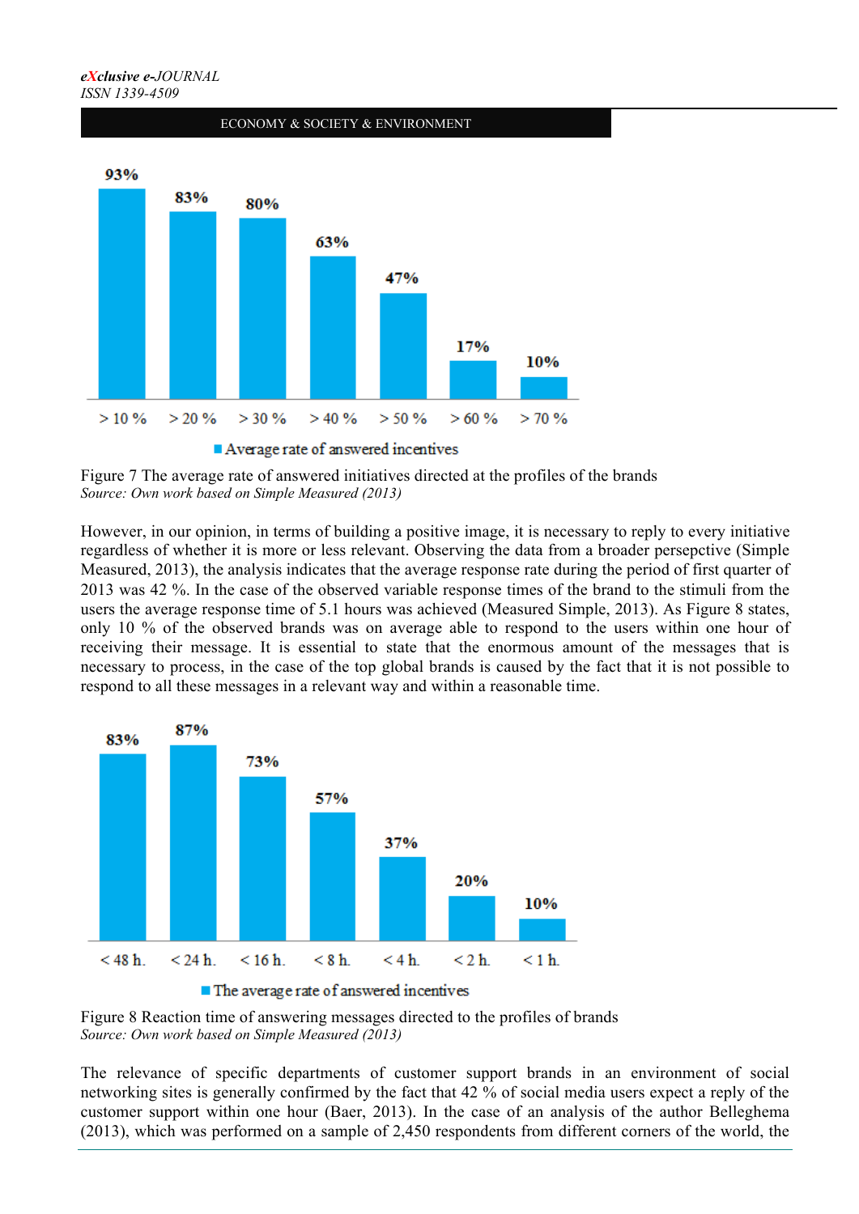| > 10 % | > 20 % | > 30 % | > 40 % | > 50 % | > 60 % | > 70 % |
|---|---|---|---|---|---|---|
| 93% | 83% | 80% | 63% | 47% | 17% | 10% |

Average rate of answered incentives

Figure 7 The average rate of answered initiatives directed at the profiles of the brands
*Source: Own work based on Simple Measured (2013)*

However, in our opinion, in terms of building a positive image, it is necessary to reply to every initiative regardless of whether it is more or less relevant. Observing the data from a broader persepctive (Simple Measured, 2013), the analysis indicates that the average response rate during the period of first quarter of 2013 was 42 %. In the case of the observed variable response times of the brand to the stimuli from the users the average response time of 5.1 hours was achieved (Measured Simple, 2013). As Figure 8 states, only 10 % of the observed brands was on average able to respond to the users within one hour of receiving their message. It is essential to state that the enormous amount of the messages that is necessary to process, in the case of the top global brands is caused by the fact that it is not possible to respond to all these messages in a relevant way and within a reasonable time.

| < 48 h. | < 24 h. | < 16 h. | < 8 h. | < 4 h. | < 2 h. | < 1 h. |
|---|---|---|---|---|---|---|
| 83% | 87% | 73% | 57% | 37% | 20% | 10% |

The average rate of answered incentives

Figure 8 Reaction time of answering messages directed to the profiles of brands
*Source: Own work based on Simple Measured (2013)*

The relevance of specific departments of customer support brands in an environment of social networking sites is generally confirmed by the fact that 42 % of social media users expect a reply of the customer support within one hour (Baer, 2013). In the case of an analysis of the author Belleghema (2013), which was performed on a sample of 2,450 respondents from different corners of the world, the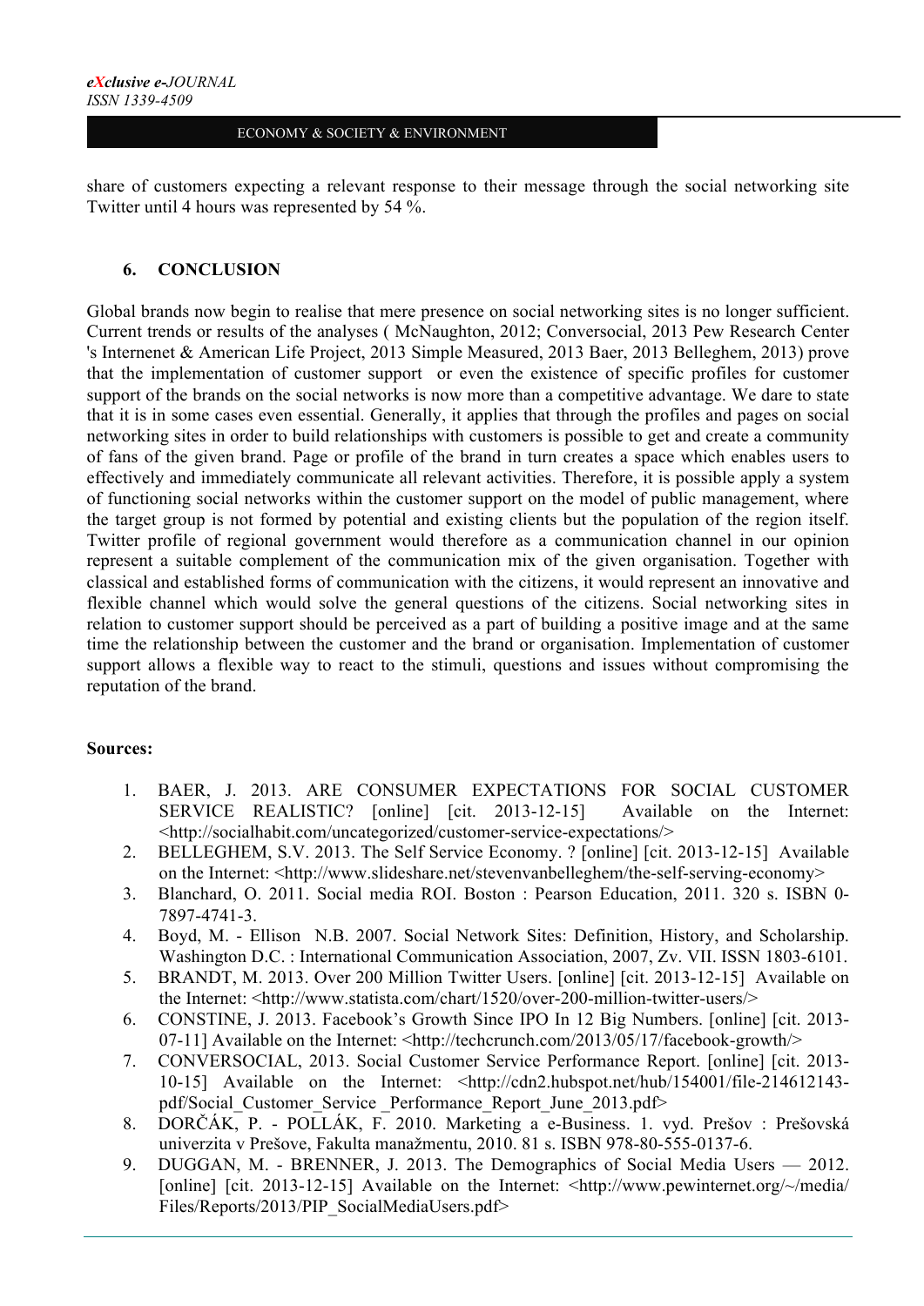share of customers expecting a relevant response to their message through the social networking site Twitter until 4 hours was represented by 54 %.

## 6. CONCLUSION

Global brands now begin to realise that mere presence on social networking sites is no longer sufficient. Current trends or results of the analyses ( McNaughton, 2012; Conversocial, 2013 Pew Research Center 's Internenet & American Life Project, 2013 Simple Measured, 2013 Baer, 2013 Belleghem, 2013) prove that the implementation of customer support or even the existence of specific profiles for customer support of the brands on the social networks is now more than a competitive advantage. We dare to state that it is in some cases even essential. Generally, it applies that through the profiles and pages on social networking sites in order to build relationships with customers is possible to get and create a community of fans of the given brand. Page or profile of the brand in turn creates a space which enables users to effectively and immediately communicate all relevant activities. Therefore, it is possible apply a system of functioning social networks within the customer support on the model of public management, where the target group is not formed by potential and existing clients but the population of the region itself. Twitter profile of regional government would therefore as a communication channel in our opinion represent a suitable complement of the communication mix of the given organisation. Together with classical and established forms of communication with the citizens, it would represent an innovative and flexible channel which would solve the general questions of the citizens. Social networking sites in relation to customer support should be perceived as a part of building a positive image and at the same time the relationship between the customer and the brand or organisation. Implementation of customer support allows a flexible way to react to the stimuli, questions and issues without compromising the reputation of the brand.

**Sources:**

1. BAER, J. 2013. ARE CONSUMER EXPECTATIONS FOR SOCIAL CUSTOMER SERVICE REALISTIC? [online] [cit. 2013-12-15] Available on the Internet: <http://socialhabit.com/uncategorized/customer-service-expectations/>
2. BELLEGHEM, S.V. 2013. The Self Service Economy. ? [online] [cit. 2013-12-15] Available on the Internet: <http://www.slideshare.net/stevenvanbelleghem/the-self-serving-economy>
3. Blanchard, O. 2011. Social media ROI. Boston : Pearson Education, 2011. 320 s. ISBN 0-7897-4741-3.
4. Boyd, M. - Ellison N.B. 2007. Social Network Sites: Definition, History, and Scholarship. Washington D.C. : International Communication Association, 2007, Zv. VII. ISSN 1803-6101.
5. BRANDT, M. 2013. Over 200 Million Twitter Users. [online] [cit. 2013-12-15] Available on the Internet: <http://www.statista.com/chart/1520/over-200-million-twitter-users/>
6. CONSTINE, J. 2013. Facebook's Growth Since IPO In 12 Big Numbers. [online] [cit. 2013-07-11] Available on the Internet: <http://techcrunch.com/2013/05/17/facebook-growth/>
7. CONVERSOCIAL, 2013. Social Customer Service Performance Report. [online] [cit. 2013-10-15] Available on the Internet: <http://cdn2.hubspot.net/hub/154001/file-214612143-pdf/Social_Customer_Service _Performance_Report_June_2013.pdf>
8. DORČÁK, P. - POLLÁK, F. 2010. Marketing a e-Business. 1. vyd. Prešov : Prešovská univerzita v Prešove, Fakulta manažmentu, 2010. 81 s. ISBN 978-80-555-0137-6.
9. DUGGAN, M. - BRENNER, J. 2013. The Demographics of Social Media Users — 2012. [online] [cit. 2013-12-15] Available on the Internet: <http://www.pewinternet.org/~/media/Files/Reports/2013/PIP_SocialMediaUsers.pdf>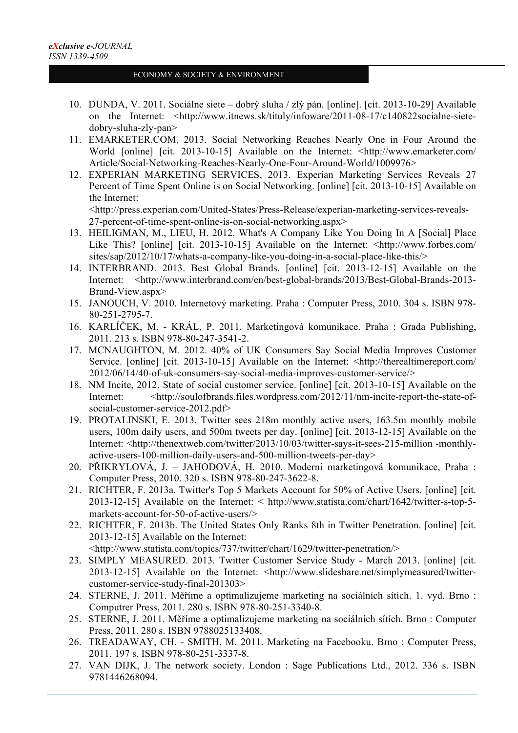10. DUNDA, V. 2011. Sociálne siete – dobrý sluha / zlý pán. [online]. [cit. 2013-10-29] Available on the Internet: <http://www.itnews.sk/tituly/infoware/2011-08-17/c140822socialne-siete-dobry-sluha-zly-pan>
11. EMARKETER.COM, 2013. Social Networking Reaches Nearly One in Four Around the World [online] [cit. 2013-10-15] Available on the Internet: <http://www.emarketer.com/Article/Social-Networking-Reaches-Nearly-One-Four-Around-World/1009976>
12. EXPERIAN MARKETING SERVICES, 2013. Experian Marketing Services Reveals 27 Percent of Time Spent Online is on Social Networking. [online] [cit. 2013-10-15] Available on the Internet: <http://press.experian.com/United-States/Press-Release/experian-marketing-services-reveals-27-percent-of-time-spent-online-is-on-social-networking.aspx>
13. HEILIGMAN, M., LIEU, H. 2012. What's A Company Like You Doing In A [Social] Place Like This? [online] [cit. 2013-10-15] Available on the Internet: <http://www.forbes.com/sites/sap/2012/10/17/whats-a-company-like-you-doing-in-a-social-place-like-this/>
14. INTERBRAND. 2013. Best Global Brands. [online] [cit. 2013-12-15] Available on the Internet: <http://www.interbrand.com/en/best-global-brands/2013/Best-Global-Brands-2013-Brand-View.aspx>
15. JANOUCH, V. 2010. Internetový marketing. Praha : Computer Press, 2010. 304 s. ISBN 978-80-251-2795-7.
16. KARLÍČEK, M. - KRÁL, P. 2011. Marketingová komunikace. Praha : Grada Publishing, 2011. 213 s. ISBN 978-80-247-3541-2.
17. MCNAUGHTON, M. 2012. 40% of UK Consumers Say Social Media Improves Customer Service. [online] [cit. 2013-10-15] Available on the Internet: <http://therealtimereport.com/2012/06/14/40-of-uk-consumers-say-social-media-improves-customer-service/>
18. NM Incite, 2012. State of social customer service. [online] [cit. 2013-10-15] Available on the Internet: <http://soulofbrands.files.wordpress.com/2012/11/nm-incite-report-the-state-of-social-customer-service-2012.pdf>
19. PROTALINSKI, E. 2013. Twitter sees 218m monthly active users, 163.5m monthly mobile users, 100m daily users, and 500m tweets per day. [online] [cit. 2013-12-15] Available on the Internet: <http://thenextweb.com/twitter/2013/10/03/twitter-says-it-sees-215-million -monthly-active-users-100-million-daily-users-and-500-million-tweets-per-day>
20. PŘIKRYLOVÁ, J. – JAHODOVÁ, H. 2010. Moderní marketingová komunikace, Praha : Computer Press, 2010. 320 s. ISBN 978-80-247-3622-8.
21. RICHTER, F. 2013a. Twitter's Top 5 Markets Account for 50% of Active Users. [online] [cit. 2013-12-15] Available on the Internet: < http://www.statista.com/chart/1642/twitter-s-top-5-markets-account-for-50-of-active-users/>
22. RICHTER, F. 2013b. The United States Only Ranks 8th in Twitter Penetration. [online] [cit. 2013-12-15] Available on the Internet: <http://www.statista.com/topics/737/twitter/chart/1629/twitter-penetration/>
23. SIMPLY MEASURED. 2013. Twitter Customer Service Study - March 2013. [online] [cit. 2013-12-15] Available on the Internet: <http://www.slideshare.net/simplymeasured/twitter-customer-service-study-final-201303>
24. STERNE, J. 2011. Měříme a optimalizujeme marketing na sociálních sítích. 1. vyd. Brno : Computrer Press, 2011. 280 s. ISBN 978-80-251-3340-8.
25. STERNE, J. 2011. Měříme a optimalizujeme marketing na sociálních sítích. Brno : Computer Press, 2011. 280 s. ISBN 9788025133408.
26. TREADAWAY, CH. - SMITH, M. 2011. Marketing na Facebooku. Brno : Computer Press, 2011. 197 s. ISBN 978-80-251-3337-8.
27. VAN DIJK, J. The network society. London : Sage Publications Ltd., 2012. 336 s. ISBN 9781446268094.